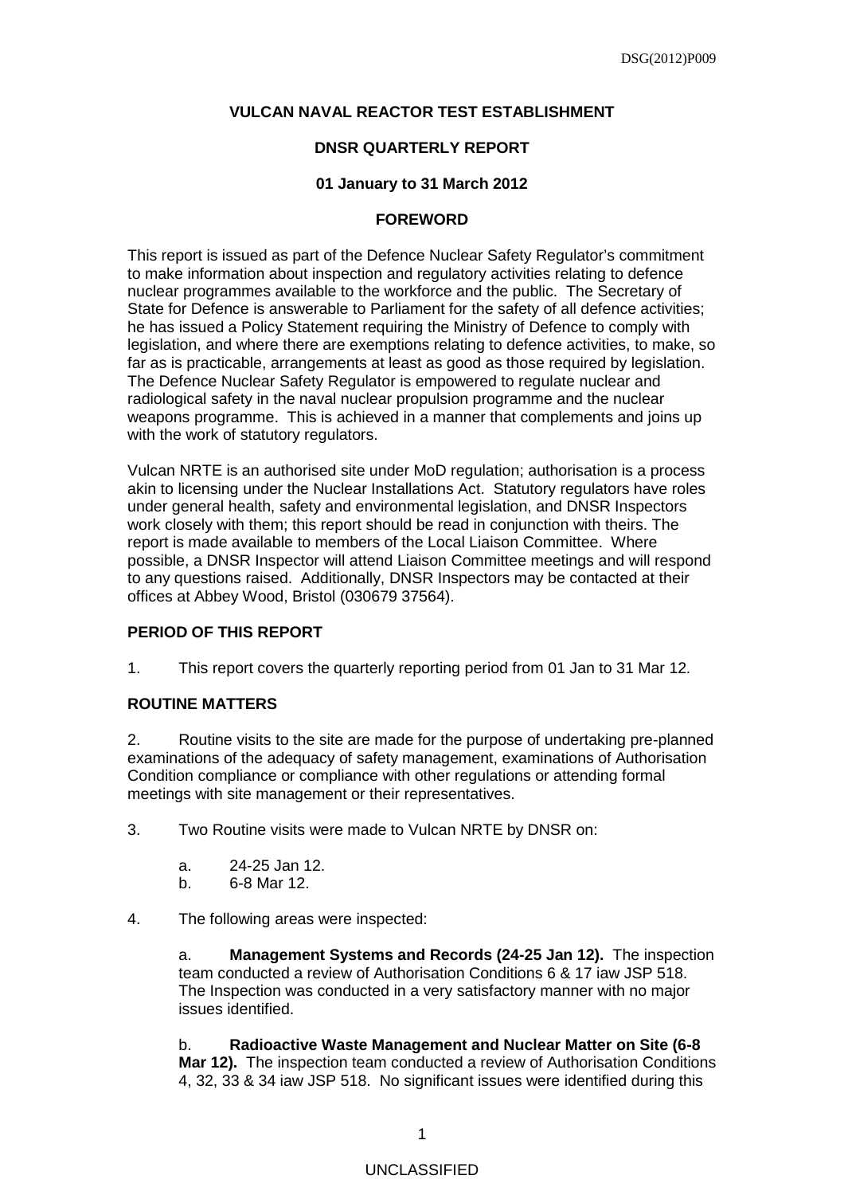# VULCAN NAVAL REACTOR TEST ESTABLISHMENT

## DNSR QUARTERLY REPORT

## 01 January to 31 March 2012

## FOREWORD

This report is issued as part of the Defence Nuclear Safety Regulator's commitment to make information about inspection and regulatory activities relating to defence nuclear programmes available to the workforce and the public. The Secretary of State for Defence is answerable to Parliament for the safety of all defence activities; he has issued a Policy Statement requiring the Ministry of Defence to comply with legislation, and where there are exemptions relating to defence activities, to make, so far as is practicable, arrangements at least as good as those required by legislation. The Defence Nuclear Safety Regulator is empowered to regulate nuclear and radiological safety in the naval nuclear propulsion programme and the nuclear weapons programme. This is achieved in a manner that complements and joins up with the work of statutory regulators.

Vulcan NRTE is an authorised site under MoD regulation; authorisation is a process akin to licensing under the Nuclear Installations Act. Statutory regulators have roles under general health, safety and environmental legislation, and DNSR Inspectors work closely with them; this report should be read in conjunction with theirs. The report is made available to members of the Local Liaison Committee. Where possible, a DNSR Inspector will attend Liaison Committee meetings and will respond to any questions raised. Additionally, DNSR Inspectors may be contacted at their offices at Abbey Wood, Bristol (030679 37564).

### PERIOD OF THIS REPORT

1. This report covers the quarterly reporting period from 01 Jan to 31 Mar 12.

### ROUTINE MATTERS

2. Routine visits to the site are made for the purpose of undertaking pre-planned examinations of the adequacy of safety management, examinations of Authorisation Condition compliance or compliance with other regulations or attending formal meetings with site management or their representatives.

3. Two Routine visits were made to Vulcan NRTE by DNSR on:

   a. 24-25 Jan 12.
   b. 6-8 Mar 12.

4. The following areas were inspected:

   a. **Management Systems and Records (24-25 Jan 12).** The inspection team conducted a review of Authorisation Conditions 6 & 17 iaw JSP 518. The Inspection was conducted in a very satisfactory manner with no major issues identified.

   b. **Radioactive Waste Management and Nuclear Matter on Site (6-8 Mar 12).** The inspection team conducted a review of Authorisation Conditions 4, 32, 33 & 34 iaw JSP 518. No significant issues were identified during this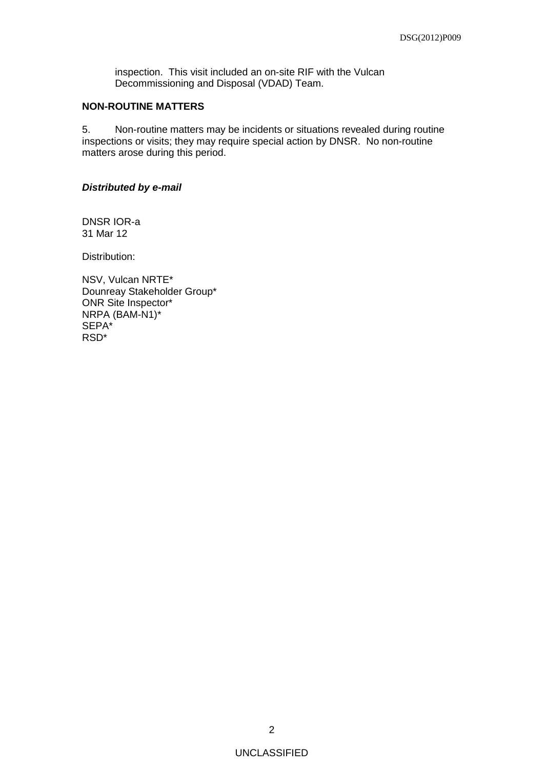inspection. This visit included an on-site RIF with the Vulcan Decommissioning and Disposal (VDAD) Team.

**NON-ROUTINE MATTERS**

5. Non-routine matters may be incidents or situations revealed during routine inspections or visits; they may require special action by DNSR. No non-routine matters arose during this period.

***Distributed by e-mail***

DNSR IOR-a
31 Mar 12

Distribution:

NSV, Vulcan NRTE*
Dounreay Stakeholder Group*
ONR Site Inspector*
NRPA (BAM-N1)*
SEPA*
RSD*

UNCLASSIFIED